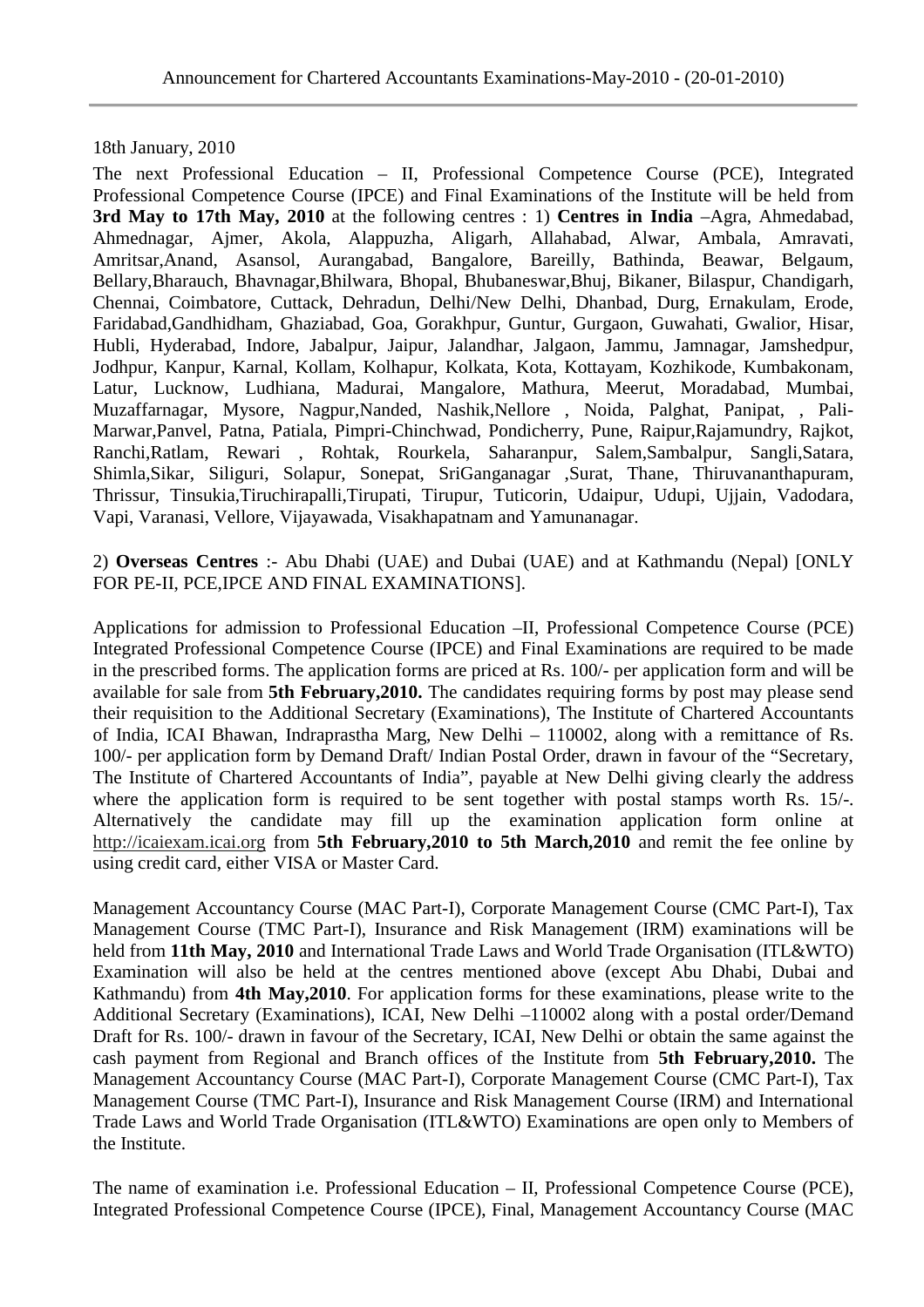# Announcement for Chartered Accountants Examinations-May-2010 - (20-01-2010)

18th January, 2010

The next Professional Education – II, Professional Competence Course (PCE), Integrated Professional Competence Course (IPCE) and Final Examinations of the Institute will be held from **3rd May to 17th May, 2010** at the following centres : 1) **Centres in India** –Agra, Ahmedabad, Ahmednagar, Ajmer, Akola, Alappuzha, Aligarh, Allahabad, Alwar, Ambala, Amravati, Amritsar,Anand, Asansol, Aurangabad, Bangalore, Bareilly, Bathinda, Beawar, Belgaum, Bellary,Bharauch, Bhavnagar,Bhilwara, Bhopal, Bhubaneswar,Bhuj, Bikaner, Bilaspur, Chandigarh, Chennai, Coimbatore, Cuttack, Dehradun, Delhi/New Delhi, Dhanbad, Durg, Ernakulam, Erode, Faridabad,Gandhidham, Ghaziabad, Goa, Gorakhpur, Guntur, Gurgaon, Guwahati, Gwalior, Hisar, Hubli, Hyderabad, Indore, Jabalpur, Jaipur, Jalandhar, Jalgaon, Jammu, Jamnagar, Jamshedpur, Jodhpur, Kanpur, Karnal, Kollam, Kolhapur, Kolkata, Kota, Kottayam, Kozhikode, Kumbakonam, Latur, Lucknow, Ludhiana, Madurai, Mangalore, Mathura, Meerut, Moradabad, Mumbai, Muzaffarnagar, Mysore, Nagpur,Nanded, Nashik,Nellore , Noida, Palghat, Panipat, , Pali-Marwar,Panvel, Patna, Patiala, Pimpri-Chinchwad, Pondicherry, Pune, Raipur,Rajamundry, Rajkot, Ranchi,Ratlam, Rewari , Rohtak, Rourkela, Saharanpur, Salem,Sambalpur, Sangli,Satara, Shimla,Sikar, Siliguri, Solapur, Sonepat, SriGanganagar ,Surat, Thane, Thiruvananthapuram, Thrissur, Tinsukia,Tiruchirapalli,Tirupati, Tirupur, Tuticorin, Udaipur, Udupi, Ujjain, Vadodara, Vapi, Varanasi, Vellore, Vijayawada, Visakhapatnam and Yamunanagar.

2) **Overseas Centres** :- Abu Dhabi (UAE) and Dubai (UAE) and at Kathmandu (Nepal) [ONLY FOR PE-II, PCE,IPCE AND FINAL EXAMINATIONS].

Applications for admission to Professional Education –II, Professional Competence Course (PCE) Integrated Professional Competence Course (IPCE) and Final Examinations are required to be made in the prescribed forms. The application forms are priced at Rs. 100/- per application form and will be available for sale from **5th February,2010.** The candidates requiring forms by post may please send their requisition to the Additional Secretary (Examinations), The Institute of Chartered Accountants of India, ICAI Bhawan, Indraprastha Marg, New Delhi – 110002, along with a remittance of Rs. 100/- per application form by Demand Draft/ Indian Postal Order, drawn in favour of the "Secretary, The Institute of Chartered Accountants of India", payable at New Delhi giving clearly the address where the application form is required to be sent together with postal stamps worth Rs. 15/-. Alternatively the candidate may fill up the examination application form online at http://icaiexam.icai.org from **5th February,2010 to 5th March,2010** and remit the fee online by using credit card, either VISA or Master Card.

Management Accountancy Course (MAC Part-I), Corporate Management Course (CMC Part-I), Tax Management Course (TMC Part-I), Insurance and Risk Management (IRM) examinations will be held from **11th May, 2010** and International Trade Laws and World Trade Organisation (ITL&WTO) Examination will also be held at the centres mentioned above (except Abu Dhabi, Dubai and Kathmandu) from **4th May,2010**. For application forms for these examinations, please write to the Additional Secretary (Examinations), ICAI, New Delhi –110002 along with a postal order/Demand Draft for Rs. 100/- drawn in favour of the Secretary, ICAI, New Delhi or obtain the same against the cash payment from Regional and Branch offices of the Institute from **5th February,2010.** The Management Accountancy Course (MAC Part-I), Corporate Management Course (CMC Part-I), Tax Management Course (TMC Part-I), Insurance and Risk Management Course (IRM) and International Trade Laws and World Trade Organisation (ITL&WTO) Examinations are open only to Members of the Institute.

The name of examination i.e. Professional Education – II, Professional Competence Course (PCE), Integrated Professional Competence Course (IPCE), Final, Management Accountancy Course (MAC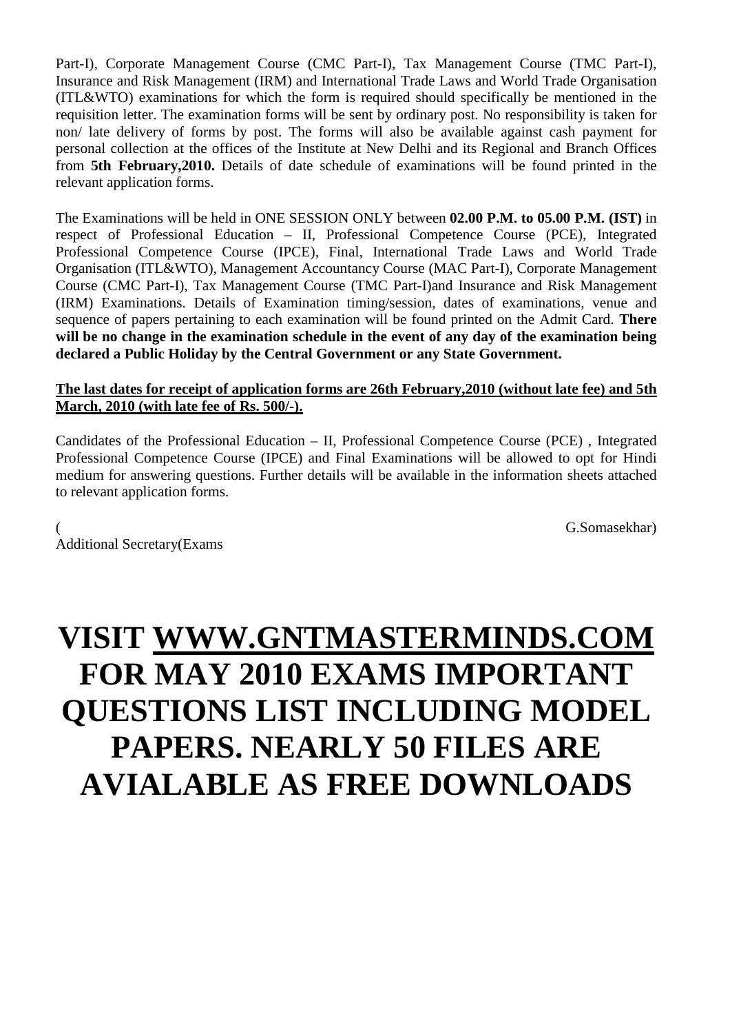Part-I), Corporate Management Course (CMC Part-I), Tax Management Course (TMC Part-I), Insurance and Risk Management (IRM) and International Trade Laws and World Trade Organisation (ITL&WTO) examinations for which the form is required should specifically be mentioned in the requisition letter. The examination forms will be sent by ordinary post. No responsibility is taken for non/ late delivery of forms by post. The forms will also be available against cash payment for personal collection at the offices of the Institute at New Delhi and its Regional and Branch Offices from **5th February,2010.** Details of date schedule of examinations will be found printed in the relevant application forms.

The Examinations will be held in ONE SESSION ONLY between **02.00 P.M. to 05.00 P.M. (IST)** in respect of Professional Education – II, Professional Competence Course (PCE), Integrated Professional Competence Course (IPCE), Final, International Trade Laws and World Trade Organisation (ITL&WTO), Management Accountancy Course (MAC Part-I), Corporate Management Course (CMC Part-I), Tax Management Course (TMC Part-I)and Insurance and Risk Management (IRM) Examinations. Details of Examination timing/session, dates of examinations, venue and sequence of papers pertaining to each examination will be found printed on the Admit Card. **There will be no change in the examination schedule in the event of any day of the examination being declared a Public Holiday by the Central Government or any State Government.**

**The last dates for receipt of application forms are 26th February,2010 (without late fee) and 5th March, 2010 (with late fee of Rs. 500/-).**

Candidates of the Professional Education – II, Professional Competence Course (PCE) , Integrated Professional Competence Course (IPCE) and Final Examinations will be allowed to opt for Hindi medium for answering questions. Further details will be available in the information sheets attached to relevant application forms.

( G.Somasekhar)
Additional Secretary(Exams

# VISIT WWW.GNTMASTERMINDS.COM FOR MAY 2010 EXAMS IMPORTANT QUESTIONS LIST INCLUDING MODEL PAPERS. NEARLY 50 FILES ARE AVIALABLE AS FREE DOWNLOADS